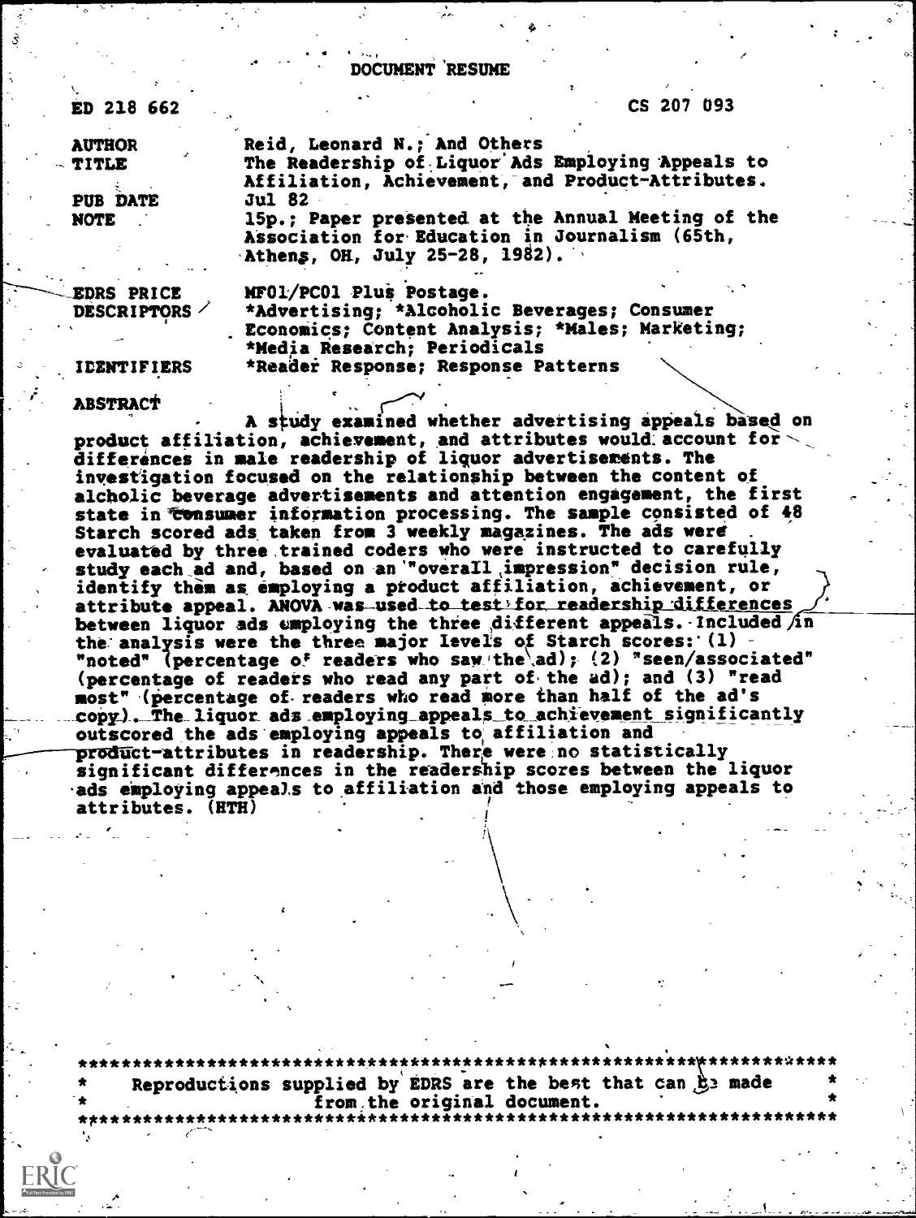DOCUMENT RESUME

| | |
|---|---|
| ED 218 662 | CS 207 093 |
| AUTHOR | Reid, Leonard N.; And Others |
| TITLE | The Readership of Liquor Ads Employing Appeals to Affiliation, Achievement, and Product-Attributes. |
| PUB DATE | Jul 82 |
| NOTE | 15p.; Paper presented at the Annual Meeting of the Association for Education in Journalism (65th, Athens, OH, July 25-28, 1982). |
| EDRS PRICE | MF01/PC01 Plus Postage. |
| DESCRIPTORS | *Advertising; *Alcoholic Beverages; Consumer Economics; Content Analysis; *Males; Marketing; *Media Research; Periodicals |
| IDENTIFIERS | *Reader Response; Response Patterns |

**ABSTRACT**

A study examined whether advertising appeals based on product affiliation, achievement, and attributes would account for differences in male readership of liquor advertisements. The investigation focused on the relationship between the content of alcholic beverage advertisements and attention engagement, the first state in consumer information processing. The sample consisted of 48 Starch scored ads taken from 3 weekly magazines. The ads were evaluated by three trained coders who were instructed to carefully study each ad and, based on an "overall impression" decision rule, identify them as employing a product affiliation, achievement, or attribute appeal. ANOVA was used to test for readership differences between liquor ads employing the three different appeals. Included in the analysis were the three major levels of Starch scores: (1) "noted" (percentage of readers who saw the ad); (2) "seen/associated" (percentage of readers who read any part of the ad); and (3) "read most" (percentage of readers who read more than half of the ad's copy). The liquor ads employing appeals to achievement significantly outscored the ads employing appeals to affiliation and product-attributes in readership. There were no statistically significant differences in the readership scores between the liquor ads employing appeals to affiliation and those employing appeals to attributes. (HTH)

***********************************************************************
* Reproductions supplied by EDRS are the best that can be made *
* from the original document. *
***********************************************************************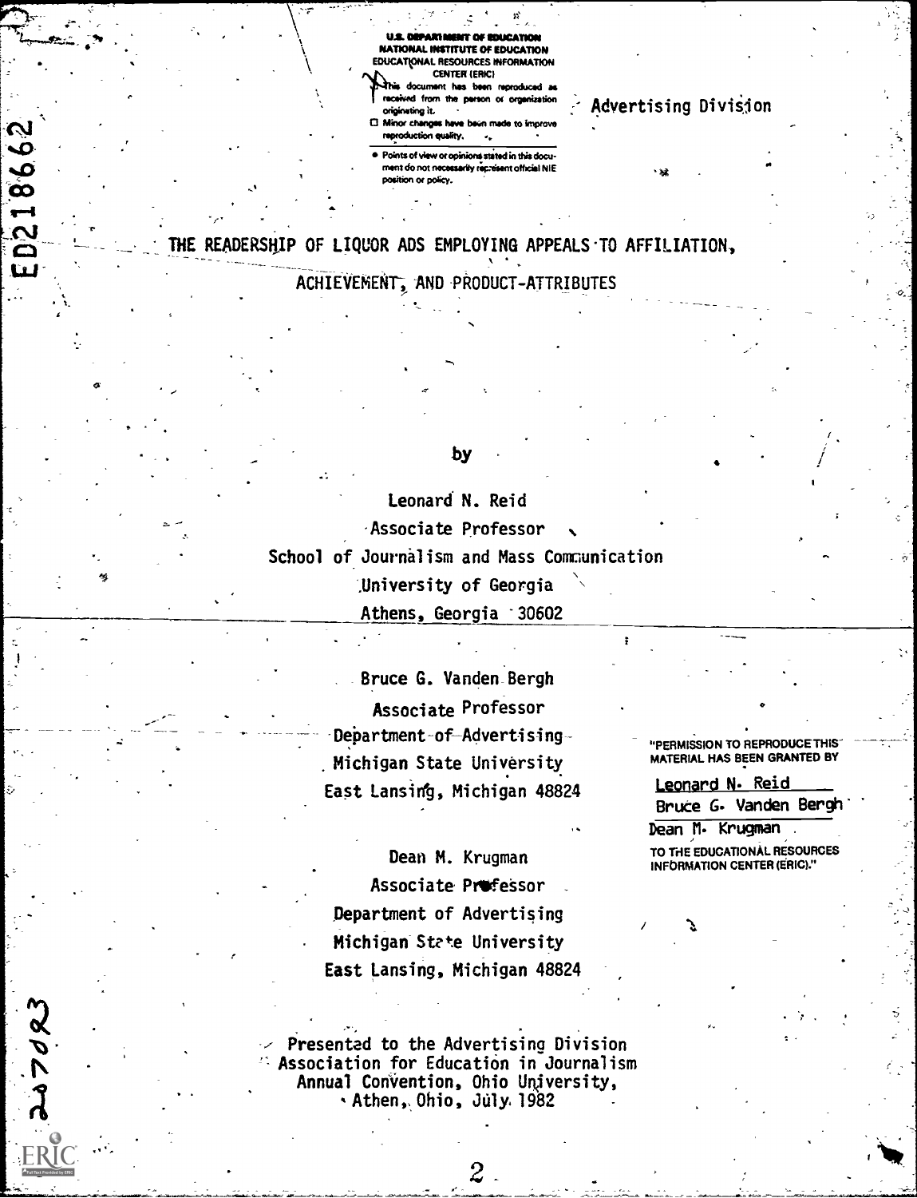U.S. DEPARTMENT OF EDUCATION
NATIONAL INSTITUTE OF EDUCATION
EDUCATIONAL RESOURCES INFORMATION CENTER (ERIC)

This document has been reproduced as received from the person or organization originating it.

Minor changes have been made to improve reproduction quality.

Points of view or opinions stated in this document do not necessarily represent official NIE position or policy.

Advertising Division

ED218662

# THE READERSHIP OF LIQUOR ADS EMPLOYING APPEALS TO AFFILIATION, ACHIEVEMENT, AND PRODUCT-ATTRIBUTES

by

Leonard N. Reid
Associate Professor
School of Journalism and Mass Communication
University of Georgia
Athens, Georgia 30602

Bruce G. Vanden Bergh
Associate Professor
Department of Advertising
Michigan State University
East Lansing, Michigan 48824

Dean M. Krugman
Associate Professor
Department of Advertising
Michigan State University
East Lansing, Michigan 48824

"PERMISSION TO REPRODUCE THIS MATERIAL HAS BEEN GRANTED BY
Leonard N. Reid
Bruce G. Vanden Bergh
Dean M. Krugman
TO THE EDUCATIONAL RESOURCES INFORMATION CENTER (ERIC)."

Presented to the Advertising Division
Association for Education in Journalism
Annual Convention, Ohio University,
Athen, Ohio, July 1982

207023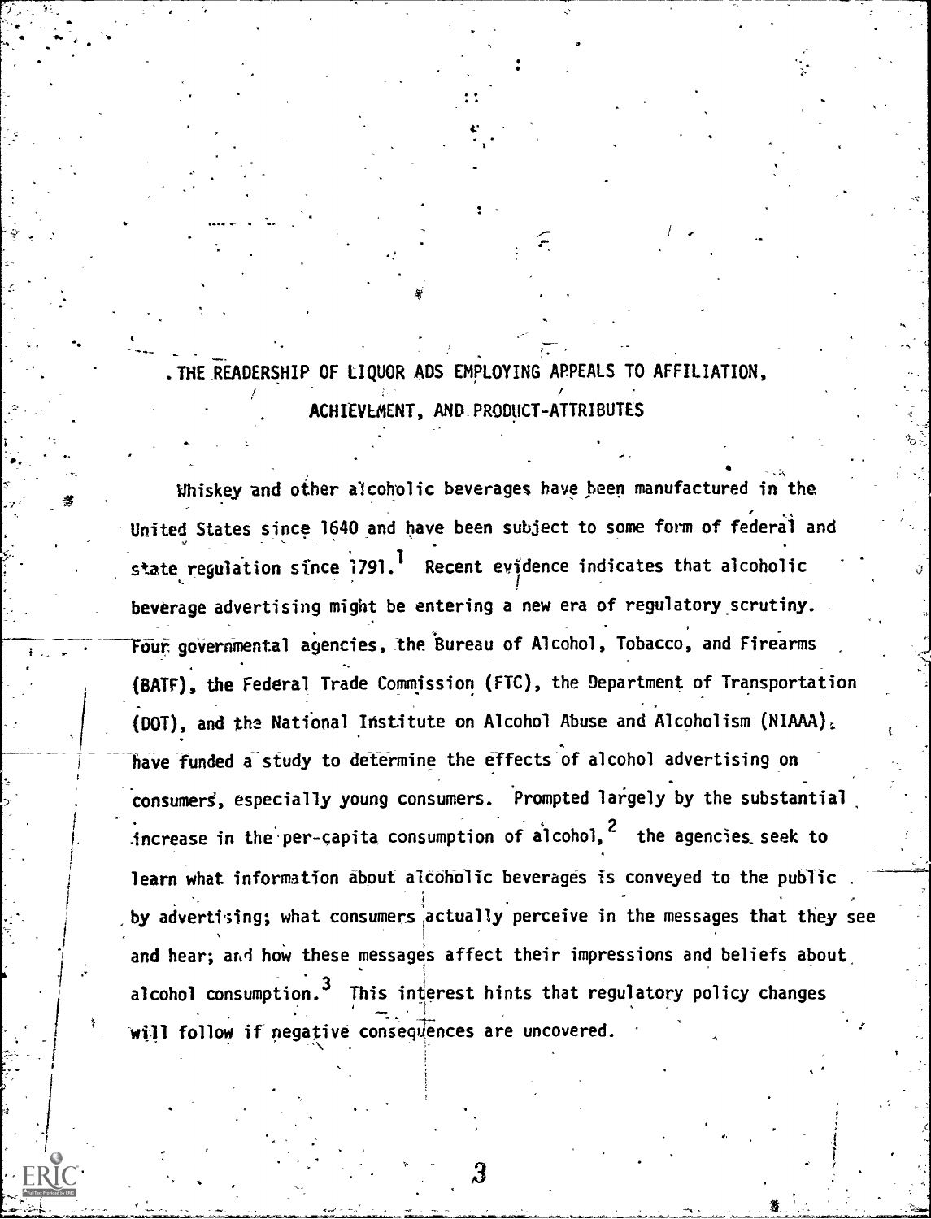# THE READERSHIP OF LIQUOR ADS EMPLOYING APPEALS TO AFFILIATION, ACHIEVEMENT, AND PRODUCT-ATTRIBUTES

Whiskey and other alcoholic beverages have been manufactured in the United States since 1640 and have been subject to some form of federal and state regulation since 1791.[1] Recent evidence indicates that alcoholic beverage advertising might be entering a new era of regulatory scrutiny. Four governmental agencies, the Bureau of Alcohol, Tobacco, and Firearms (BATF), the Federal Trade Commission (FTC), the Department of Transportation (DOT), and the National Institute on Alcohol Abuse and Alcoholism (NIAAA), have funded a study to determine the effects of alcohol advertising on consumers, especially young consumers. Prompted largely by the substantial increase in the per-capita consumption of alcohol,[2] the agencies seek to learn what information about alcoholic beverages is conveyed to the public by advertising; what consumers actually perceive in the messages that they see and hear; and how these messages affect their impressions and beliefs about alcohol consumption.[3] This interest hints that regulatory policy changes will follow if negative consequences are uncovered.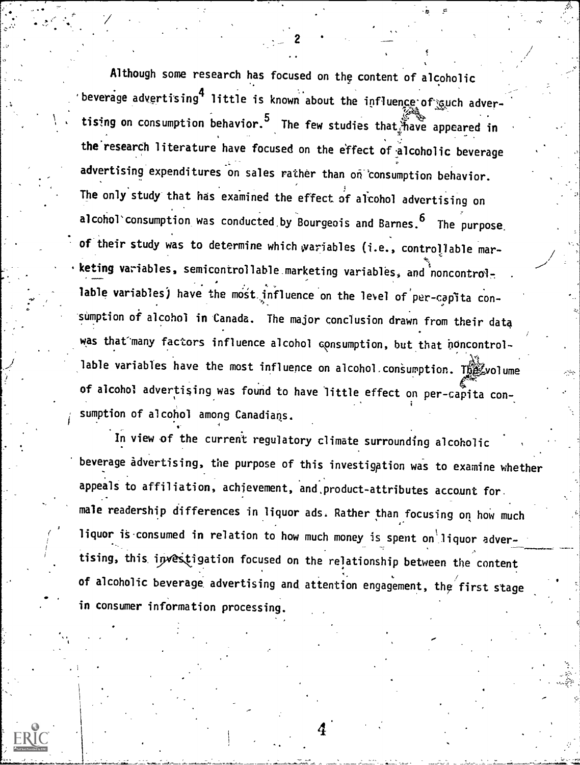Although some research has focused on the content of alcoholic beverage advertising[4] little is known about the influence of such advertising on consumption behavior.[5] The few studies that have appeared in the research literature have focused on the effect of alcoholic beverage advertising expenditures on sales rather than on consumption behavior. The only study that has examined the effect of alcohol advertising on alcohol consumption was conducted by Bourgeois and Barnes.[6] The purpose of their study was to determine which variables (i.e., controllable marketing variables, semicontrollable marketing variables, and noncontrollable variables) have the most influence on the level of per-capita consumption of alcohol in Canada. The major conclusion drawn from their data was that many factors influence alcohol consumption, but that noncontrollable variables have the most influence on alcohol consumption. The volume of alcohol advertising was found to have little effect on per-capita consumption of alcohol among Canadians.

In view of the current regulatory climate surrounding alcoholic beverage advertising, the purpose of this investigation was to examine whether appeals to affiliation, achievement, and product-attributes account for male readership differences in liquor ads. Rather than focusing on how much liquor is consumed in relation to how much money is spent on liquor advertising, this investigation focused on the relationship between the content of alcoholic beverage advertising and attention engagement, the first stage in consumer information processing.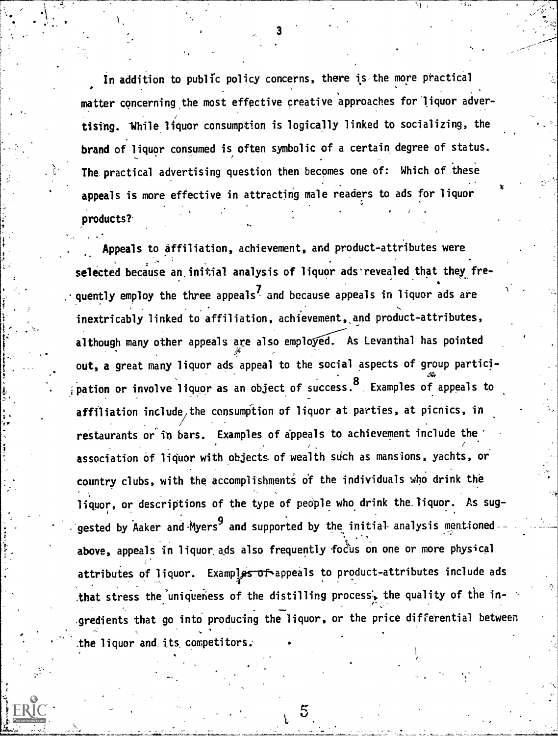In addition to public policy concerns, there is the more practical matter concerning the most effective creative approaches for liquor advertising. While liquor consumption is logically linked to socializing, the brand of liquor consumed is often symbolic of a certain degree of status. The practical advertising question then becomes one of: Which of these appeals is more effective in attracting male readers to ads for liquor products?

Appeals to affiliation, achievement, and product-attributes were selected because an initial analysis of liquor ads revealed that they frequently employ the three appeals[7] and because appeals in liquor ads are inextricably linked to affiliation, achievement, and product-attributes, although many other appeals are also employed. As Levanthal has pointed out, a great many liquor ads appeal to the social aspects of group participation or involve liquor as an object of success.[8] Examples of appeals to affiliation include the consumption of liquor at parties, at picnics, in restaurants or in bars. Examples of appeals to achievement include the association of liquor with objects of wealth such as mansions, yachts, or country clubs, with the accomplishments of the individuals who drink the liquor, or descriptions of the type of people who drink the liquor. As suggested by Aaker and Myers[9] and supported by the initial analysis mentioned above, appeals in liquor ads also frequently focus on one or more physical attributes of liquor. Examples of appeals to product-attributes include ads that stress the uniqueness of the distilling process, the quality of the ingredients that go into producing the liquor, or the price differential between the liquor and its competitors.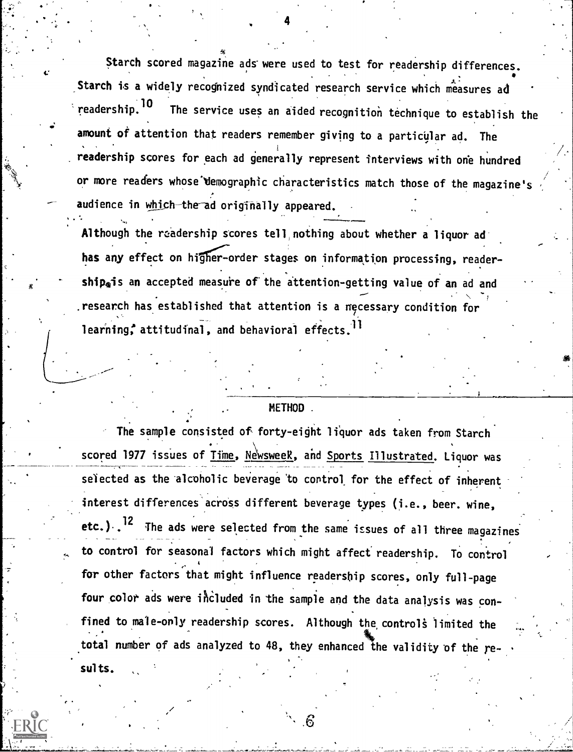Starch scored magazine ads were used to test for readership differences. Starch is a widely recognized syndicated research service which measures ad readership.[10] The service uses an aided recognition technique to establish the amount of attention that readers remember giving to a particular ad. The readership scores for each ad generally represent interviews with one hundred or more readers whose demographic characteristics match those of the magazine's audience in which the ad originally appeared.

Although the readership scores tell nothing about whether a liquor ad has any effect on higher-order stages on information processing, readership is an accepted measure of the attention-getting value of an ad and research has established that attention is a necessary condition for learning, attitudinal, and behavioral effects.[11]

## METHOD

The sample consisted of forty-eight liquor ads taken from Starch scored 1977 issues of Time, Newsweek, and Sports Illustrated. Liquor was selected as the alcoholic beverage to control for the effect of inherent interest differences across different beverage types (i.e., beer. wine, etc.).[12] The ads were selected from the same issues of all three magazines to control for seasonal factors which might affect readership. To control for other factors that might influence readership scores, only full-page four color ads were included in the sample and the data analysis was confined to male-only readership scores. Although the controls limited the total number of ads analyzed to 48, they enhanced the validity of the results.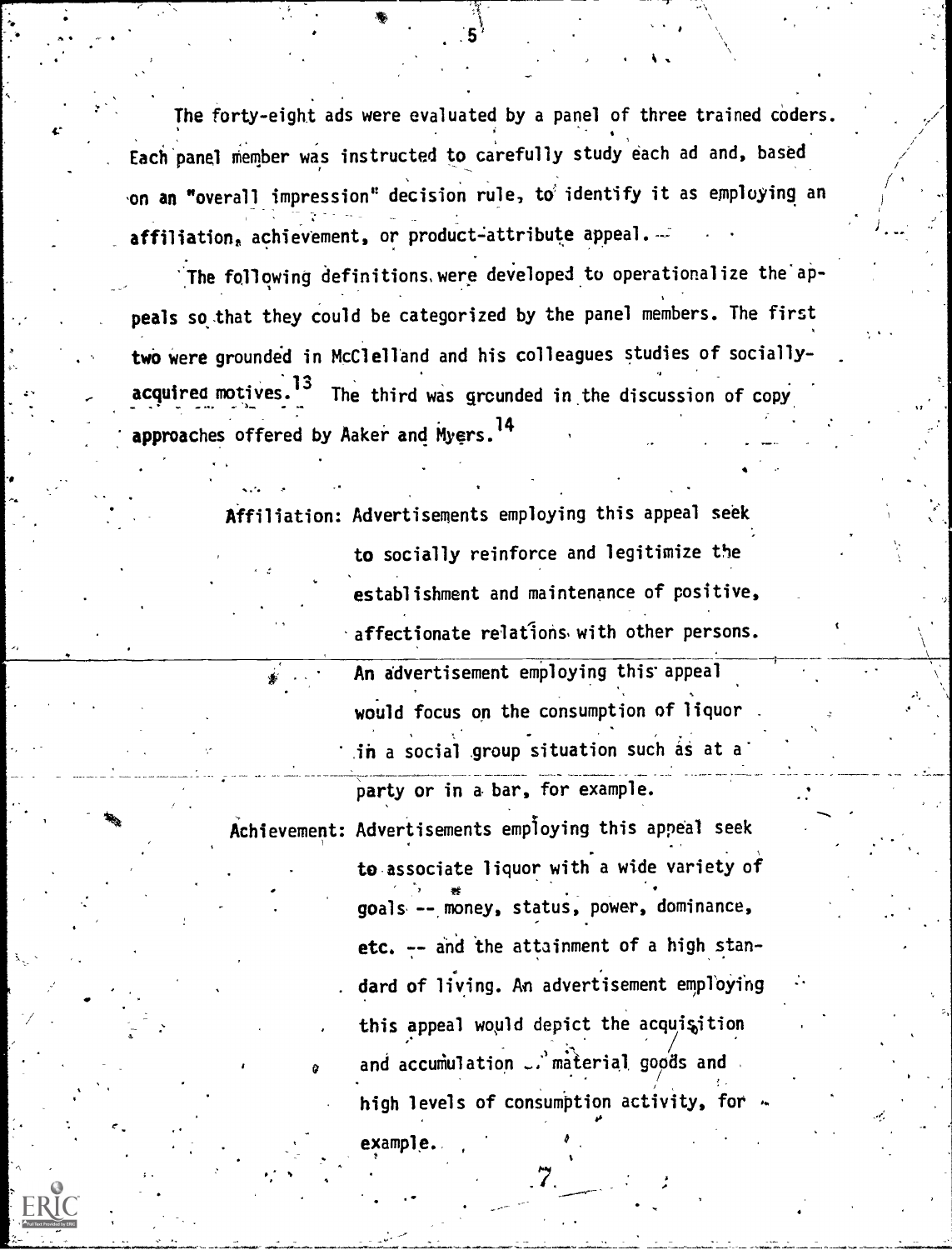The forty-eight ads were evaluated by a panel of three trained coders. Each panel member was instructed to carefully study each ad and, based on an "overall impression" decision rule, to identify it as employing an affiliation, achievement, or product-attribute appeal.

The following definitions were developed to operationalize the appeals so that they could be categorized by the panel members. The first two were grounded in McClelland and his colleagues studies of socially-acquired motives.[13] The third was grounded in the discussion of copy approaches offered by Aaker and Myers.[14]

Affiliation: Advertisements employing this appeal seek to socially reinforce and legitimize the establishment and maintenance of positive, affectionate relations with other persons. An advertisement employing this appeal would focus on the consumption of liquor in a social group situation such as at a party or in a bar, for example.

Achievement: Advertisements employing this appeal seek to associate liquor with a wide variety of goals -- money, status, power, dominance, etc. -- and the attainment of a high standard of living. An advertisement employing this appeal would depict the acquisition and accumulation of material goods and high levels of consumption activity, for example.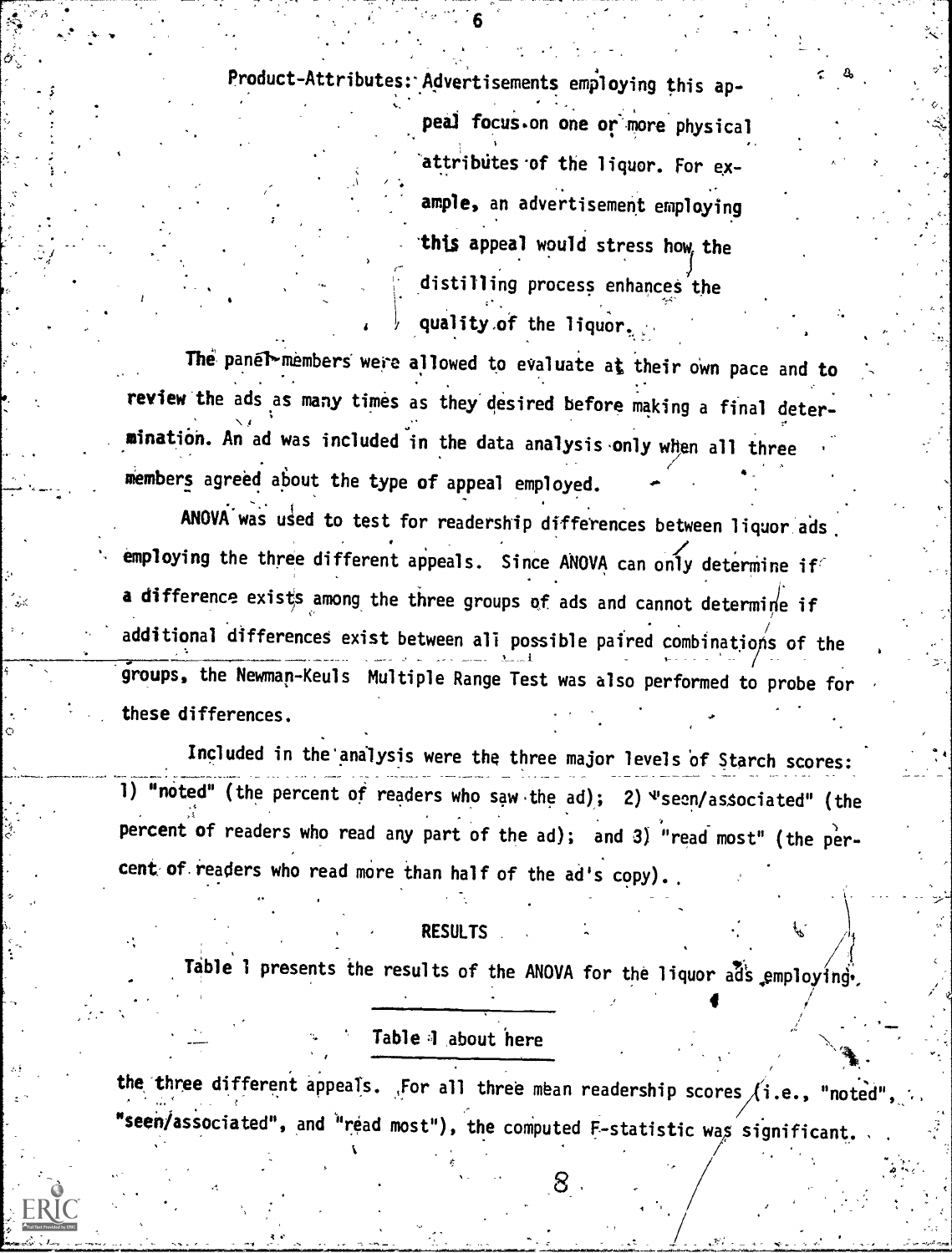Product-Attributes: Advertisements employing this appeal focus on one or more physical attributes of the liquor. For example, an advertisement employing this appeal would stress how the distilling process enhances the quality of the liquor.

The panel members were allowed to evaluate at their own pace and to review the ads as many times as they desired before making a final determination. An ad was included in the data analysis only when all three members agreed about the type of appeal employed.

ANOVA was used to test for readership differences between liquor ads employing the three different appeals. Since ANOVA can only determine if a difference exists among the three groups of ads and cannot determine if additional differences exist between all possible paired combinations of the groups, the Newman-Keuls Multiple Range Test was also performed to probe for these differences.

Included in the analysis were the three major levels of Starch scores: 1) "noted" (the percent of readers who saw the ad); 2) "seen/associated" (the percent of readers who read any part of the ad); and 3) "read most" (the percent of readers who read more than half of the ad's copy).

## RESULTS

Table 1 presents the results of the ANOVA for the liquor ads employing

Table 1 about here

the three different appeals. For all three mean readership scores (i.e., "noted", "seen/associated", and "read most"), the computed F-statistic was significant.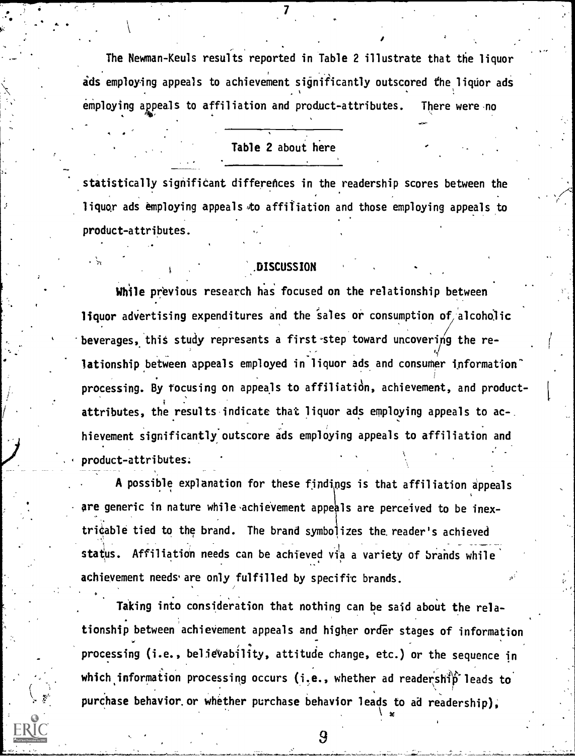The Newman-Keuls results reported in Table 2 illustrate that the liquor ads employing appeals to achievement significantly outscored the liquor ads employing appeals to affiliation and product-attributes. There were no statistically significant differences in the readership scores between the liquor ads employing appeals to affiliation and those employing appeals to product-attributes.

---

Table 2 about here

---

## DISCUSSION

While previous research has focused on the relationship between liquor advertising expenditures and the sales or consumption of alcoholic beverages, this study represents a first step toward uncovering the relationship between appeals employed in liquor ads and consumer information processing. By focusing on appeals to affiliation, achievement, and product-attributes, the results indicate that liquor ads employing appeals to achievement significantly outscore ads employing appeals to affiliation and product-attributes.

A possible explanation for these findings is that affiliation appeals are generic in nature while achievement appeals are perceived to be inextricable tied to the brand. The brand symbolizes the reader's achieved status. Affiliation needs can be achieved via a variety of brands while achievement needs are only fulfilled by specific brands.

Taking into consideration that nothing can be said about the relationship between achievement appeals and higher order stages of information processing (i.e., believability, attitude change, etc.) or the sequence in which information processing occurs (i.e., whether ad readership leads to purchase behavior or whether purchase behavior leads to ad readership),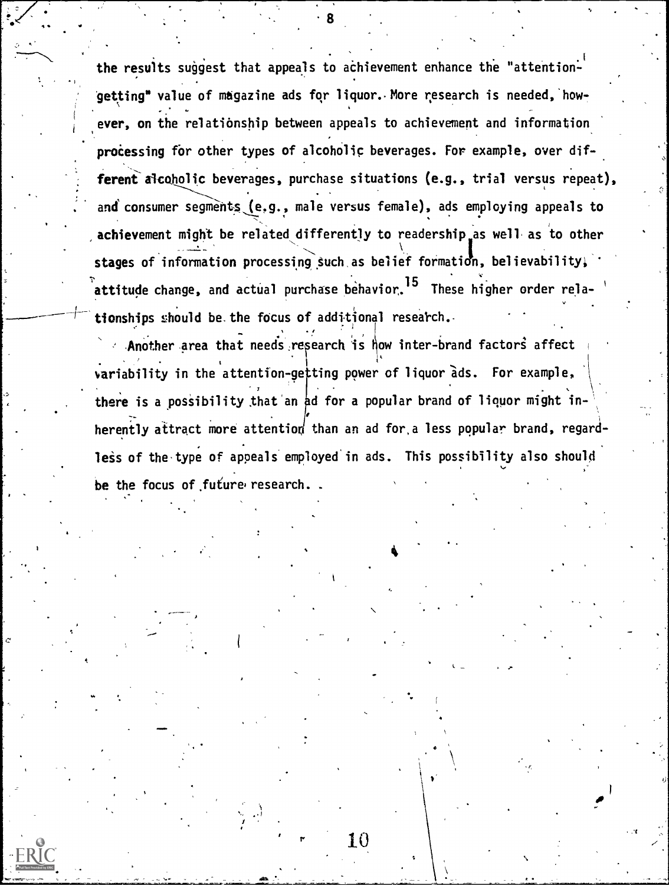the results suggest that appeals to achievement enhance the "attention-getting" value of magazine ads for liquor. More research is needed, however, on the relationship between appeals to achievement and information processing for other types of alcoholic beverages. For example, over different alcoholic beverages, purchase situations (e.g., trial versus repeat), and consumer segments (e.g., male versus female), ads employing appeals to achievement might be related differently to readership as well as to other stages of information processing such as belief formation, believability, attitude change, and actual purchase behavior.[15] These higher order relationships should be the focus of additional research.

Another area that needs research is how inter-brand factors affect variability in the attention-getting power of liquor ads. For example, there is a possibility that an ad for a popular brand of liquor might inherently attract more attention than an ad for a less popular brand, regardless of the type of appeals employed in ads. This possibility also should be the focus of future research.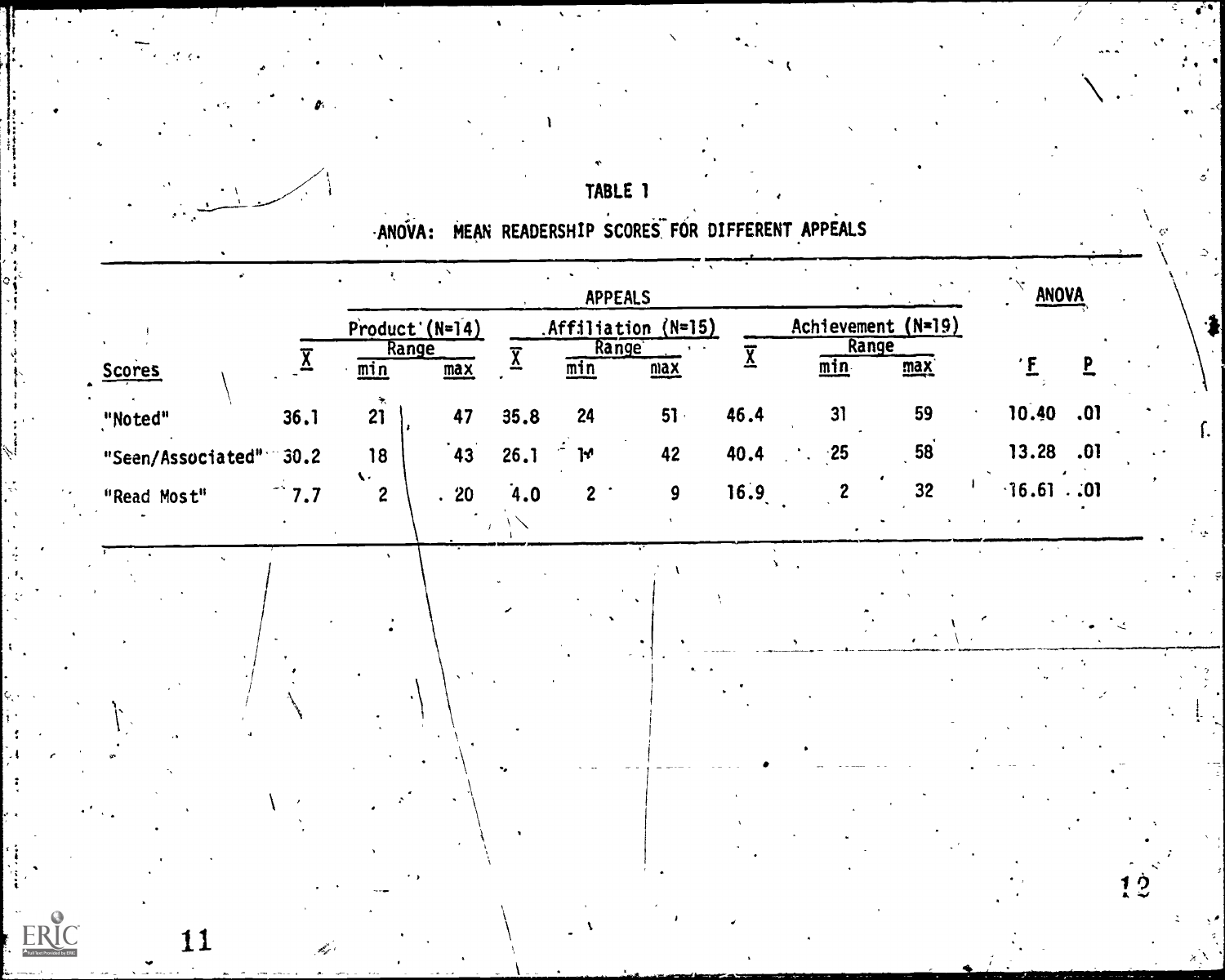TABLE 1

ANOVA: MEAN READERSHIP SCORES FOR DIFFERENT APPEALS

| | APPEALS | | | | | | | | | ANOVA | |
|---|---|---|---|---|---|---|---|---|---|---|---|
| | Product (N=14) | | | Affiliation (N=15) | | | Achievement (N=19) | | | | |
| | $\overline{X}$ | Range | | $\overline{X}$ | Range | | $\overline{X}$ | Range | | | |
| Scores | | min | max | | min | max | | min | max | F | P |
| "Noted" | 36.1 | 21 | 47 | 35.8 | 24 | 51 | 46.4 | 31 | 59 | 10.40 | .01 |
| "Seen/Associated" | 30.2 | 18 | 43 | 26.1 | 14 | 42 | 40.4 | 25 | 58 | 13.28 | .01 |
| "Read Most" | 7.7 | 2 | 20 | 4.0 | 2 | 9 | 16.9 | 2 | 32 | 16.61 | .01 |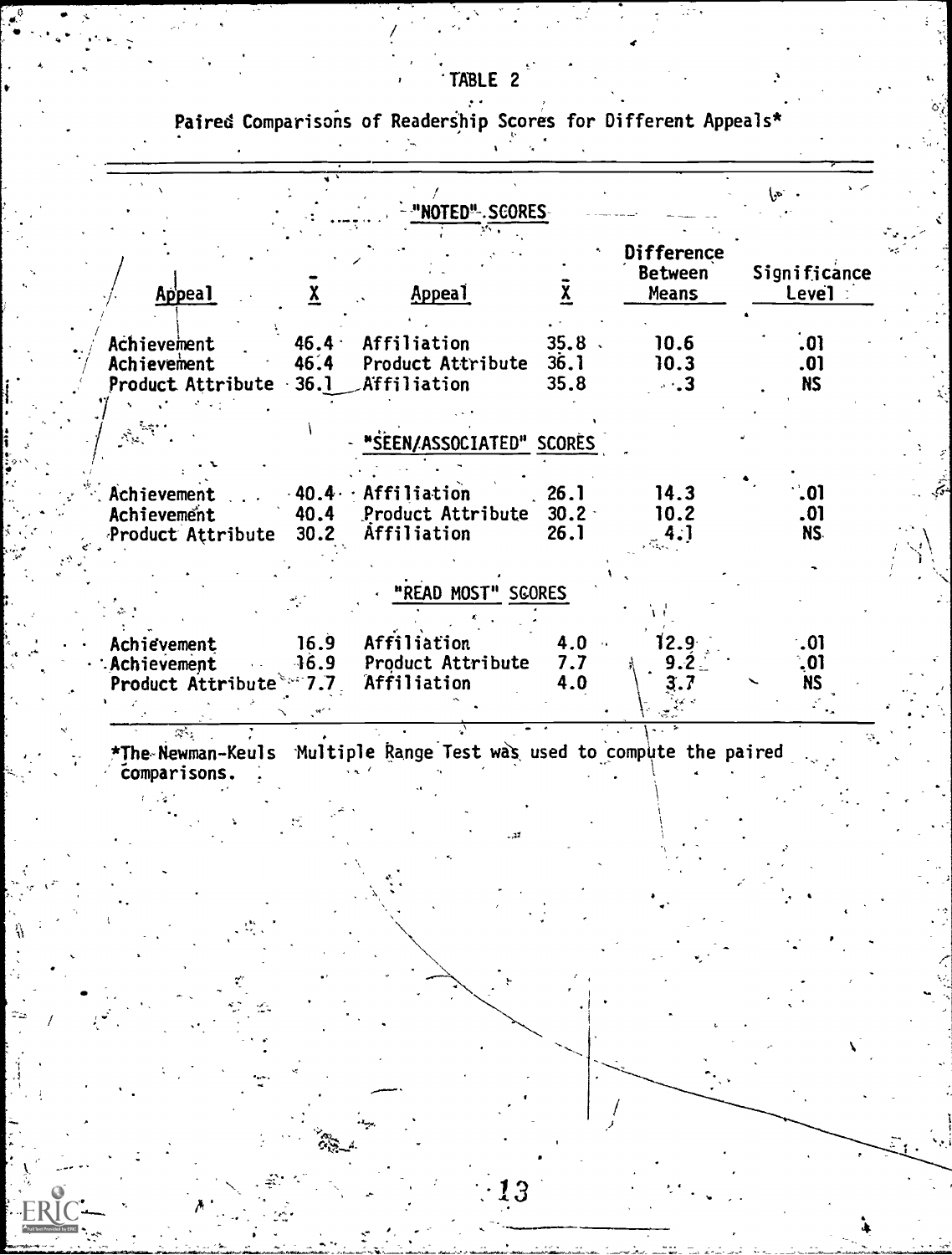# TABLE 2

## Paired Comparisons of Readership Scores for Different Appeals*

| Appeal | $\bar{X}$ | Appeal | $\bar{X}$ | Difference Between Means | Significance Level |
|---|---|---|---|---|---|
| **"NOTED" SCORES** | | | | | |
| Achievement | 46.4 | Affiliation | 35.8 | 10.6 | .01 |
| Achievement | 46.4 | Product Attribute | 36.1 | 10.3 | .01 |
| Product Attribute | 36.1 | Affiliation | 35.8 | .3 | NS |
| **"SEEN/ASSOCIATED" SCORES** | | | | | |
| Achievement | 40.4 | Affiliation | 26.1 | 14.3 | .01 |
| Achievement | 40.4 | Product Attribute | 30.2 | 10.2 | .01 |
| Product Attribute | 30.2 | Affiliation | 26.1 | 4.1 | NS |
| **"READ MOST" SCORES** | | | | | |
| Achievement | 16.9 | Affiliation | 4.0 | 12.9 | .01 |
| Achievement | 16.9 | Product Attribute | 7.7 | 9.2 | .01 |
| Product Attribute | 7.7 | Affiliation | 4.0 | 3.7 | NS |

*The Newman-Keuls Multiple Range Test was used to compute the paired comparisons.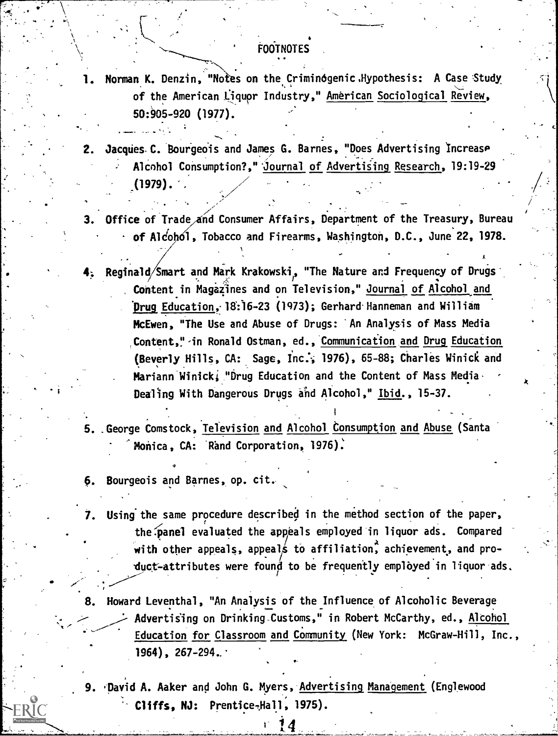# FOOTNOTES

1. Norman K. Denzin, "Notes on the Criminogenic Hypothesis: A Case Study of the American Liquor Industry," American Sociological Review, 50:905-920 (1977).

2. Jacques C. Bourgeois and James G. Barnes, "Does Advertising Increase Alcohol Consumption?," Journal of Advertising Research, 19:19-29 (1979).

3. Office of Trade and Consumer Affairs, Department of the Treasury, Bureau of Alcohol, Tobacco and Firearms, Washington, D.C., June 22, 1978.

4. Reginald Smart and Mark Krakowski, "The Nature and Frequency of Drugs Content in Magazines and on Television," Journal of Alcohol and Drug Education, 18:16-23 (1973); Gerhard Hanneman and William McEwen, "The Use and Abuse of Drugs: An Analysis of Mass Media Content," in Ronald Ostman, ed., Communication and Drug Education (Beverly Hills, CA: Sage, Inc., 1976), 65-88; Charles Winick and Mariann Winick, "Drug Education and the Content of Mass Media Dealing With Dangerous Drugs and Alcohol," Ibid., 15-37.

5. George Comstock, Television and Alcohol Consumption and Abuse (Santa Monica, CA: Rand Corporation, 1976).

6. Bourgeois and Barnes, op. cit.

7. Using the same procedure described in the method section of the paper, the panel evaluated the appeals employed in liquor ads. Compared with other appeals, appeals to affiliation, achievement, and product-attributes were found to be frequently employed in liquor ads.

8. Howard Leventhal, "An Analysis of the Influence of Alcoholic Beverage Advertising on Drinking Customs," in Robert McCarthy, ed., Alcohol Education for Classroom and Community (New York: McGraw-Hill, Inc., 1964), 267-294.

9. David A. Aaker and John G. Myers, Advertising Management (Englewood Cliffs, NJ: Prentice-Hall, 1975).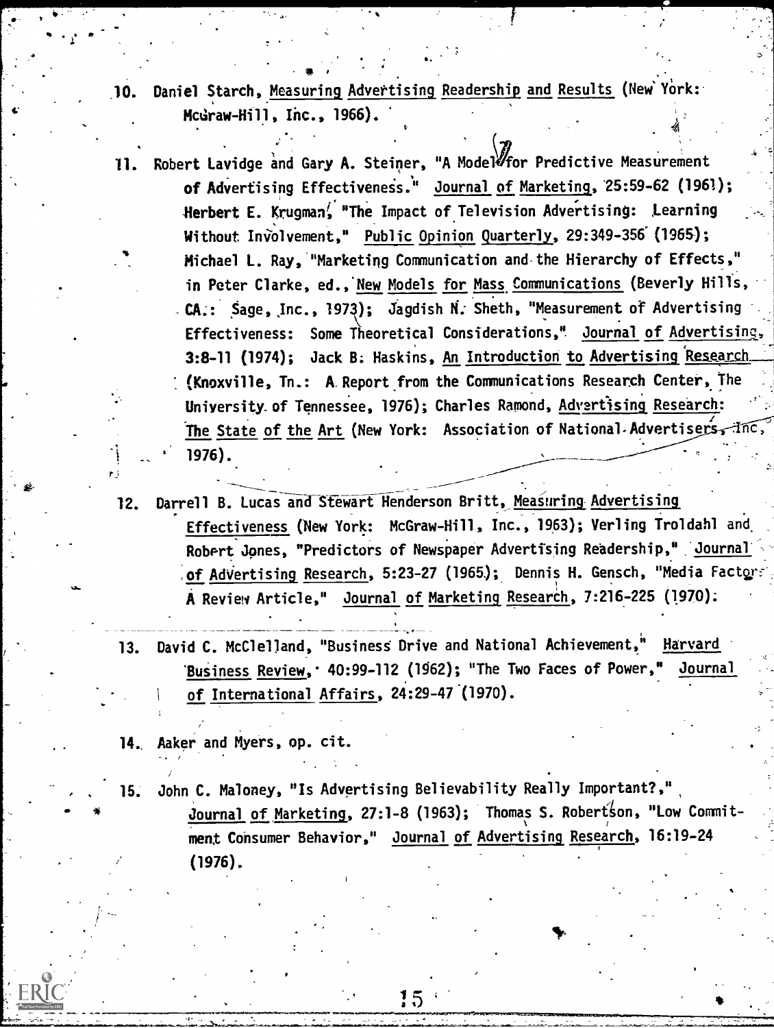10. Daniel Starch, Measuring Advertising Readership and Results (New York: McGraw-Hill, Inc., 1966).

11. Robert Lavidge and Gary A. Steiner, "A Model for Predictive Measurement of Advertising Effectiveness." Journal of Marketing, 25:59-62 (1961); Herbert E. Krugman, "The Impact of Television Advertising: Learning Without Involvement," Public Opinion Quarterly, 29:349-356 (1965); Michael L. Ray, "Marketing Communication and the Hierarchy of Effects," in Peter Clarke, ed., New Models for Mass Communications (Beverly Hills, CA.: Sage, Inc., 1973); Jagdish N. Sheth, "Measurement of Advertising Effectiveness: Some Theoretical Considerations," Journal of Advertising, 3:8-11 (1974); Jack B. Haskins, An Introduction to Advertising Research (Knoxville, Tn.: A Report from the Communications Research Center, The University of Tennessee, 1976); Charles Ramond, Advertising Research: The State of the Art (New York: Association of National Advertisers, Inc., 1976).

12. Darrell B. Lucas and Stewart Henderson Britt, Measuring Advertising Effectiveness (New York: McGraw-Hill, Inc., 1963); Verling Troldahl and Robert Jones, "Predictors of Newspaper Advertising Readership," Journal of Advertising Research, 5:23-27 (1965); Dennis H. Gensch, "Media Factors: A Review Article," Journal of Marketing Research, 7:216-225 (1970).

13. David C. McClelland, "Business Drive and National Achievement," Harvard Business Review, 40:99-112 (1962); "The Two Faces of Power," Journal of International Affairs, 24:29-47 (1970).

14. Aaker and Myers, op. cit.

15. John C. Maloney, "Is Advertising Believability Really Important?," Journal of Marketing, 27:1-8 (1963); Thomas S. Robertson, "Low Commitment Consumer Behavior," Journal of Advertising Research, 16:19-24 (1976).